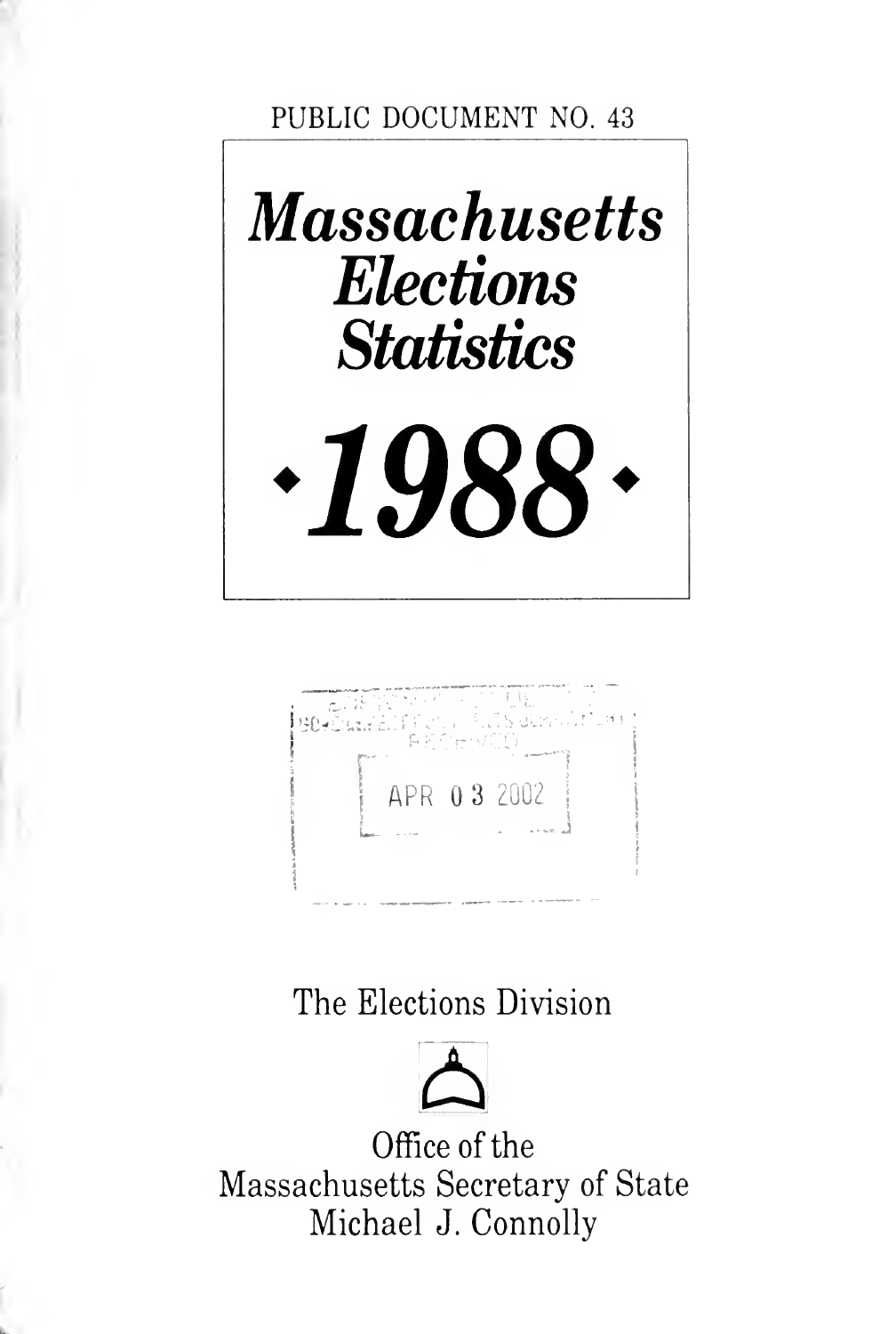PUBLIC DOCUMENT NO. 43

# *Massachusetts Elections Statistics*

# *•1988•*

APR 03 2002

The Elections Division

Office of the
Massachusetts Secretary of State
Michael J. Connolly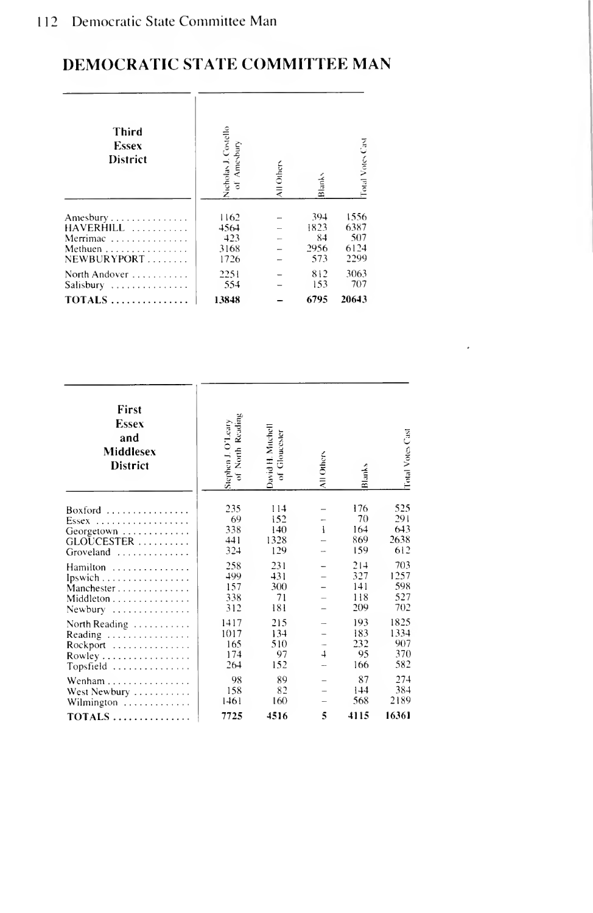# DEMOCRATIC STATE COMMITTEE MAN

| Third Essex District | Nicholas J. Costello of Amesbury | All Others | Blanks | Total Votes Cast |
|---|---|---|---|---|
| Amesbury | 1162 | – | 394 | 1556 |
| HAVERHILL | 4564 | – | 1823 | 6387 |
| Merrimac | 423 | – | 84 | 507 |
| Methuen | 3168 | – | 2956 | 6124 |
| NEWBURYPORT | 1726 | – | 573 | 2299 |
| North Andover | 2251 | – | 812 | 3063 |
| Salisbury | 554 | – | 153 | 707 |
| TOTALS | 13848 | – | 6795 | 20643 |

| First Essex and Middlesex District | Stephen J. O'Leary of North Reading | David H. Mitchell of Gloucester | All Others | Blanks | Total Votes Cast |
|---|---|---|---|---|---|
| Boxford | 235 | 114 | – | 176 | 525 |
| Essex | 69 | 152 | – | 70 | 291 |
| Georgetown | 338 | 140 | 1 | 164 | 643 |
| GLOUCESTER | 441 | 1328 | – | 869 | 2638 |
| Groveland | 324 | 129 | – | 159 | 612 |
| Hamilton | 258 | 231 | – | 214 | 703 |
| Ipswich | 499 | 431 | – | 327 | 1257 |
| Manchester | 157 | 300 | – | 141 | 598 |
| Middleton | 338 | 71 | – | 118 | 527 |
| Newbury | 312 | 181 | – | 209 | 702 |
| North Reading | 1417 | 215 | – | 193 | 1825 |
| Reading | 1017 | 134 | – | 183 | 1334 |
| Rockport | 165 | 510 | – | 232 | 907 |
| Rowley | 174 | 97 | 4 | 95 | 370 |
| Topsfield | 264 | 152 | – | 166 | 582 |
| Wenham | 98 | 89 | – | 87 | 274 |
| West Newbury | 158 | 82 | – | 144 | 384 |
| Wilmington | 1461 | 160 | – | 568 | 2189 |
| TOTALS | 7725 | 4516 | 5 | 4115 | 16361 |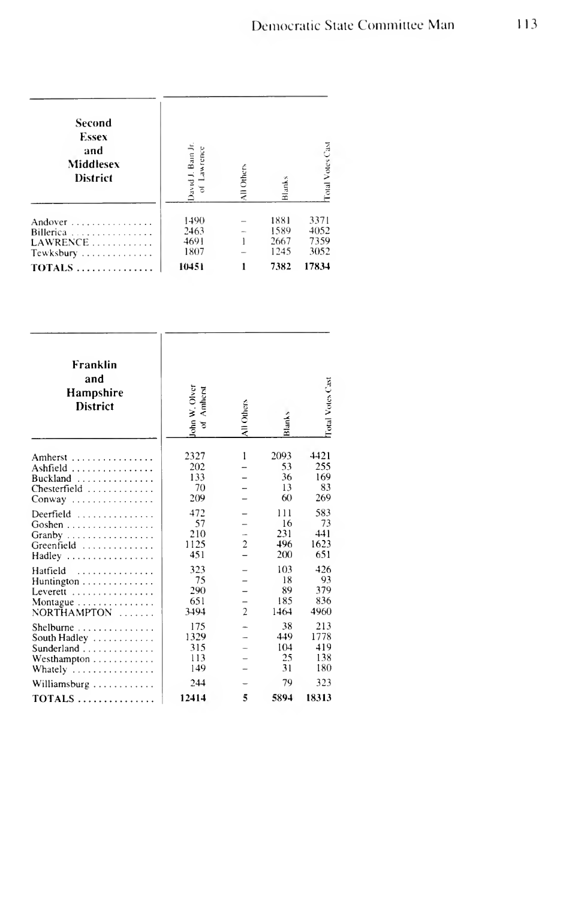| Second Essex and Middlesex District | David J. Bain Jr. of Lawrence | All Others | Blanks | Total Votes Cast |
|---|---|---|---|---|
| Andover | 1490 | – | 1881 | 3371 |
| Billerica | 2463 | – | 1589 | 4052 |
| LAWRENCE | 4691 | 1 | 2667 | 7359 |
| Tewksbury | 1807 | – | 1245 | 3052 |
| **TOTALS** | **10451** | **1** | **7382** | **17834** |

| Franklin and Hampshire District | John W. Olver of Amherst | All Others | Blanks | Total Votes Cast |
|---|---|---|---|---|
| Amherst | 2327 | 1 | 2093 | 4421 |
| Ashfield | 202 | – | 53 | 255 |
| Buckland | 133 | – | 36 | 169 |
| Chesterfield | 70 | – | 13 | 83 |
| Conway | 209 | – | 60 | 269 |
| Deerfield | 472 | – | 111 | 583 |
| Goshen | 57 | – | 16 | 73 |
| Granby | 210 | – | 231 | 441 |
| Greenfield | 1125 | 2 | 496 | 1623 |
| Hadley | 451 | – | 200 | 651 |
| Hatfield | 323 | – | 103 | 426 |
| Huntington | 75 | – | 18 | 93 |
| Leverett | 290 | – | 89 | 379 |
| Montague | 651 | – | 185 | 836 |
| NORTHAMPTON | 3494 | 2 | 1464 | 4960 |
| Shelburne | 175 | – | 38 | 213 |
| South Hadley | 1329 | – | 449 | 1778 |
| Sunderland | 315 | – | 104 | 419 |
| Westhampton | 113 | – | 25 | 138 |
| Whately | 149 | – | 31 | 180 |
| Williamsburg | 244 | – | 79 | 323 |
| **TOTALS** | **12414** | **5** | **5894** | **18313** |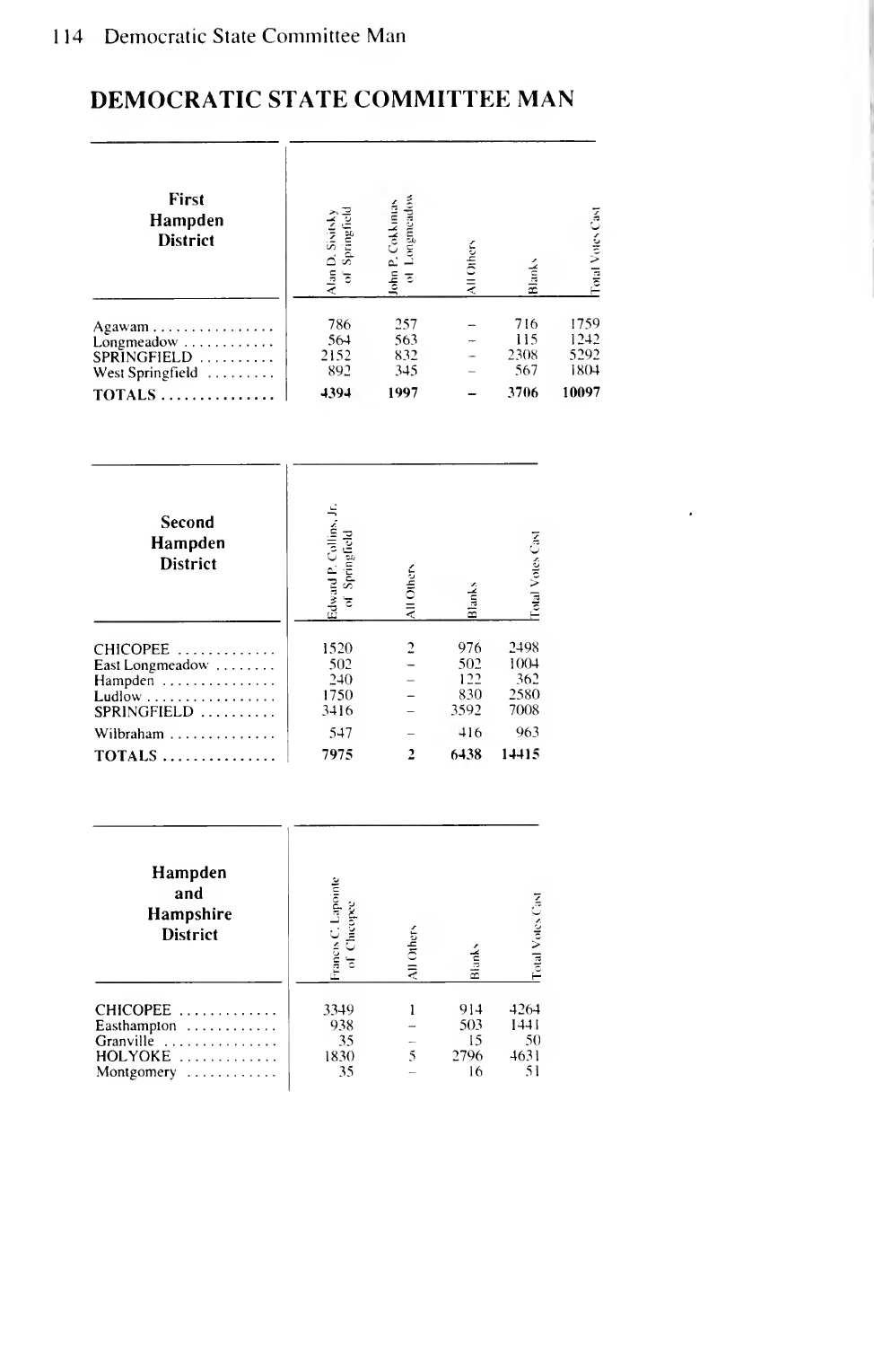# DEMOCRATIC STATE COMMITTEE MAN

| First Hampden District | Alan D. Sisitsky of Springfield | John P. Cokkinias of Longmeadow | All Others | Blanks | Total Votes Cast |
|---|---|---|---|---|---|
| Agawam | 786 | 257 | – | 716 | 1759 |
| Longmeadow | 564 | 563 | – | 115 | 1242 |
| SPRINGFIELD | 2152 | 832 | – | 2308 | 5292 |
| West Springfield | 892 | 345 | – | 567 | 1804 |
| **TOTALS** | **4394** | **1997** | **–** | **3706** | **10097** |

| Second Hampden District | Edward P. Collins, Jr. of Springfield | All Others | Blanks | Total Votes Cast |
|---|---|---|---|---|
| CHICOPEE | 1520 | 2 | 976 | 2498 |
| East Longmeadow | 502 | – | 502 | 1004 |
| Hampden | 240 | – | 122 | 362 |
| Ludlow | 1750 | – | 830 | 2580 |
| SPRINGFIELD | 3416 | – | 3592 | 7008 |
| Wilbraham | 547 | – | 416 | 963 |
| **TOTALS** | **7975** | **2** | **6438** | **14415** |

| Hampden and Hampshire District | Francis C. Lapointe of Chicopee | All Others | Blanks | Total Votes Cast |
|---|---|---|---|---|
| CHICOPEE | 3349 | 1 | 914 | 4264 |
| Easthampton | 938 | – | 503 | 1441 |
| Granville | 35 | – | 15 | 50 |
| HOLYOKE | 1830 | 5 | 2796 | 4631 |
| Montgomery | 35 | – | 16 | 51 |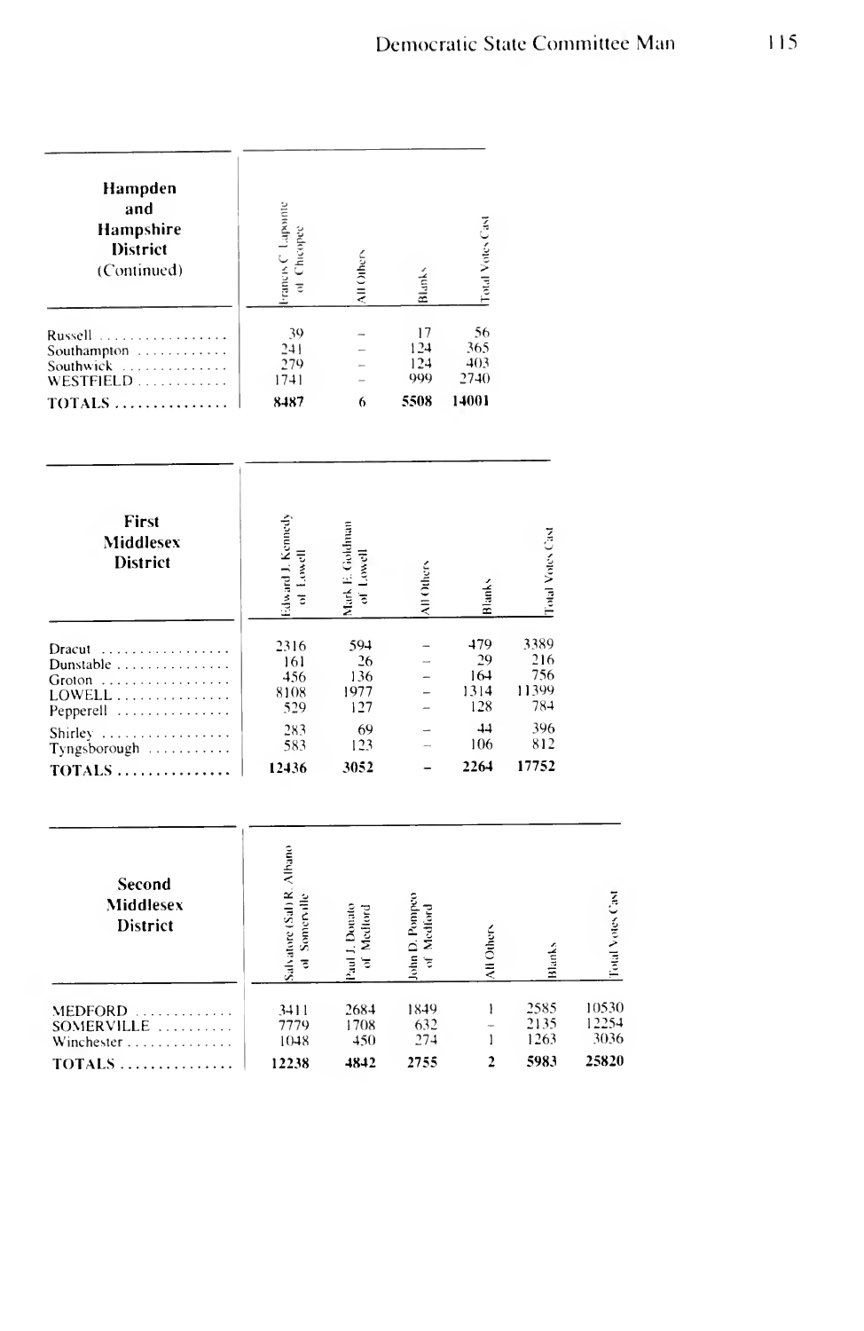| Hampden and Hampshire District (Continued) | Francis C. Lapointe of Chicopee | All Others | Blanks | Total Votes Cast |
|---|---|---|---|---|
| Russell | 39 | – | 17 | 56 |
| Southampton | 241 | – | 124 | 365 |
| Southwick | 279 | – | 124 | 403 |
| WESTFIELD | 1741 | – | 999 | 2740 |
| **TOTALS** | **8487** | **6** | **5508** | **14001** |

| First Middlesex District | Edward J. Kennedy of Lowell | Mark E. Goldman of Lowell | All Others | Blanks | Total Votes Cast |
|---|---|---|---|---|---|
| Dracut | 2316 | 594 | – | 479 | 3389 |
| Dunstable | 161 | 26 | – | 29 | 216 |
| Groton | 456 | 136 | – | 164 | 756 |
| LOWELL | 8108 | 1977 | – | 1314 | 11399 |
| Pepperell | 529 | 127 | – | 128 | 784 |
| Shirley | 283 | 69 | – | 44 | 396 |
| Tyngsborough | 583 | 123 | – | 106 | 812 |
| **TOTALS** | **12436** | **3052** | **–** | **2264** | **17752** |

| Second Middlesex District | Salvatore (Sal) R. Albano of Somerville | Paul J. Donato of Medford | John D. Pompeo of Medford | All Others | Blanks | Total Votes Cast |
|---|---|---|---|---|---|---|
| MEDFORD | 3411 | 2684 | 1849 | 1 | 2585 | 10530 |
| SOMERVILLE | 7779 | 1708 | 632 | – | 2135 | 12254 |
| Winchester | 1048 | 450 | 274 | 1 | 1263 | 3036 |
| **TOTALS** | **12238** | **4842** | **2755** | **2** | **5983** | **25820** |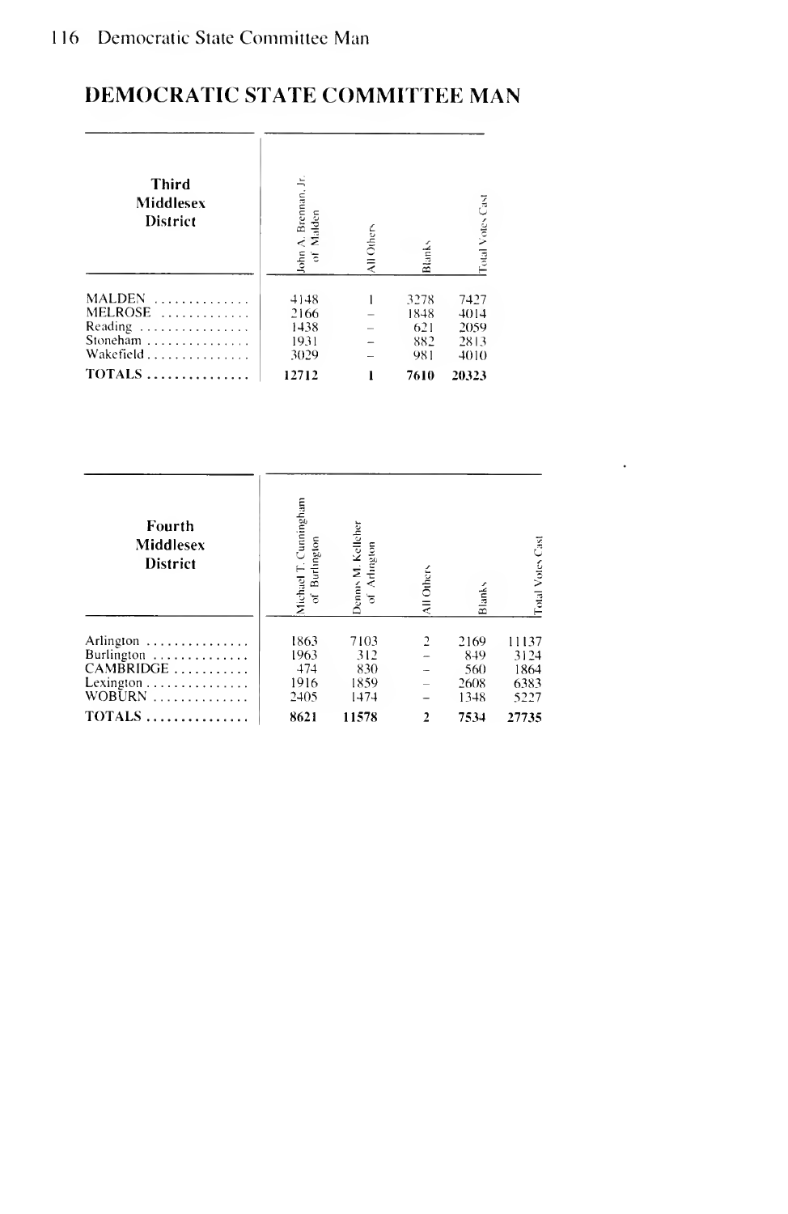# DEMOCRATIC STATE COMMITTEE MAN

| Third Middlesex District | John A. Brennan, Jr. of Malden | All Others | Blanks | Total Votes Cast |
|---|---|---|---|---|
| MALDEN | 4148 | 1 | 3278 | 7427 |
| MELROSE | 2166 | – | 1848 | 4014 |
| Reading | 1438 | – | 621 | 2059 |
| Stoneham | 1931 | – | 882 | 2813 |
| Wakefield | 3029 | – | 981 | 4010 |
| **TOTALS** | **12712** | **1** | **7610** | **20323** |

| Fourth Middlesex District | Michael T. Cunningham of Burlington | Dennis M. Kelleher of Arlington | All Others | Blanks | Total Votes Cast |
|---|---|---|---|---|---|
| Arlington | 1863 | 7103 | 2 | 2169 | 11137 |
| Burlington | 1963 | 312 | – | 849 | 3124 |
| CAMBRIDGE | 474 | 830 | – | 560 | 1864 |
| Lexington | 1916 | 1859 | – | 2608 | 6383 |
| WOBURN | 2405 | 1474 | – | 1348 | 5227 |
| **TOTALS** | **8621** | **11578** | **2** | **7534** | **27735** |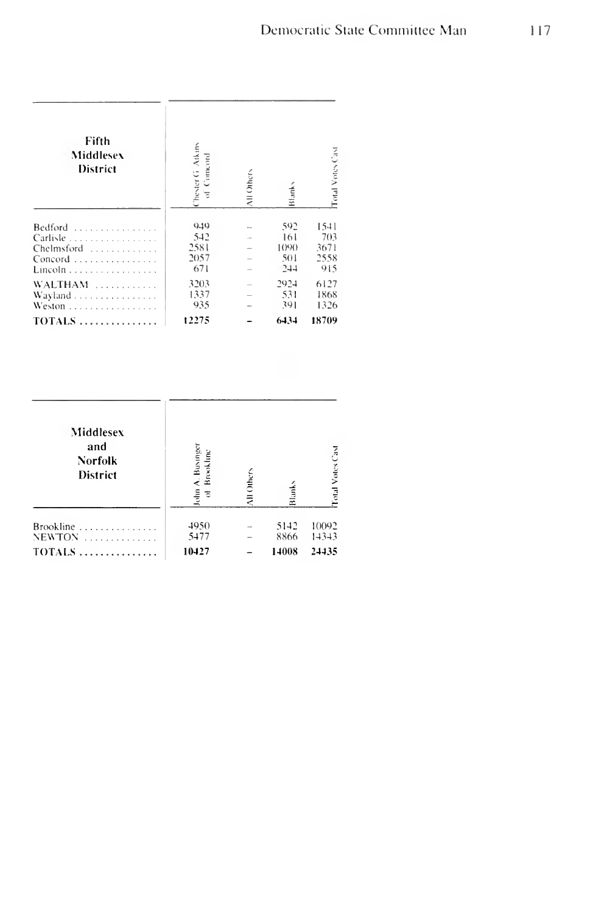| Fifth Middlesex District | Chester G. Atkins of Concord | All Others | Blanks | Total Votes Cast |
|---|---|---|---|---|
| Bedford | 949 | – | 592 | 1541 |
| Carlisle | 542 | – | 161 | 703 |
| Chelmsford | 2581 | – | 1090 | 3671 |
| Concord | 2057 | – | 501 | 2558 |
| Lincoln | 671 | – | 244 | 915 |
| WALTHAM | 3203 | – | 2924 | 6127 |
| Wayland | 1337 | – | 531 | 1868 |
| Weston | 935 | – | 391 | 1326 |
| **TOTALS** | **12275** | **–** | **6434** | **18709** |

| Middlesex and Norfolk District | John A. Businger of Brookline | All Others | Blanks | Total Votes Cast |
|---|---|---|---|---|
| Brookline | 4950 | – | 5142 | 10092 |
| NEWTON | 5477 | – | 8866 | 14343 |
| **TOTALS** | **10427** | **–** | **14008** | **24435** |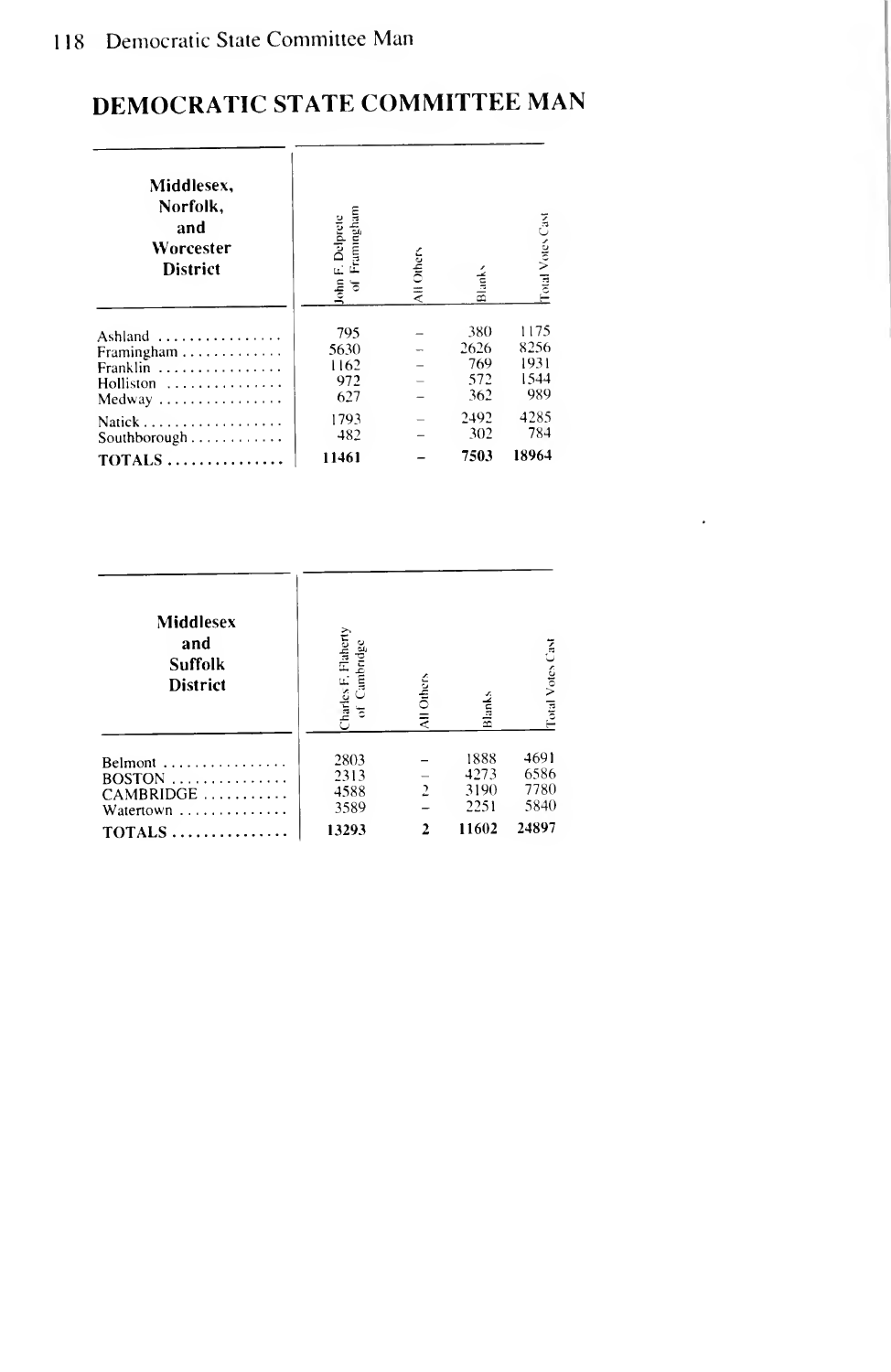# DEMOCRATIC STATE COMMITTEE MAN

| Middlesex, Norfolk, and Worcester District | John F. Delprete of Framingham | All Others | Blanks | Total Votes Cast |
|---|---|---|---|---|
| Ashland | 795 | – | 380 | 1175 |
| Framingham | 5630 | – | 2626 | 8256 |
| Franklin | 1162 | – | 769 | 1931 |
| Holliston | 972 | – | 572 | 1544 |
| Medway | 627 | – | 362 | 989 |
| Natick | 1793 | – | 2492 | 4285 |
| Southborough | 482 | – | 302 | 784 |
| **TOTALS** | **11461** | **–** | **7503** | **18964** |

| Middlesex and Suffolk District | Charles F. Flaherty of Cambridge | All Others | Blanks | Total Votes Cast |
|---|---|---|---|---|
| Belmont | 2803 | – | 1888 | 4691 |
| BOSTON | 2313 | – | 4273 | 6586 |
| CAMBRIDGE | 4588 | 2 | 3190 | 7780 |
| Watertown | 3589 | – | 2251 | 5840 |
| **TOTALS** | **13293** | **2** | **11602** | **24897** |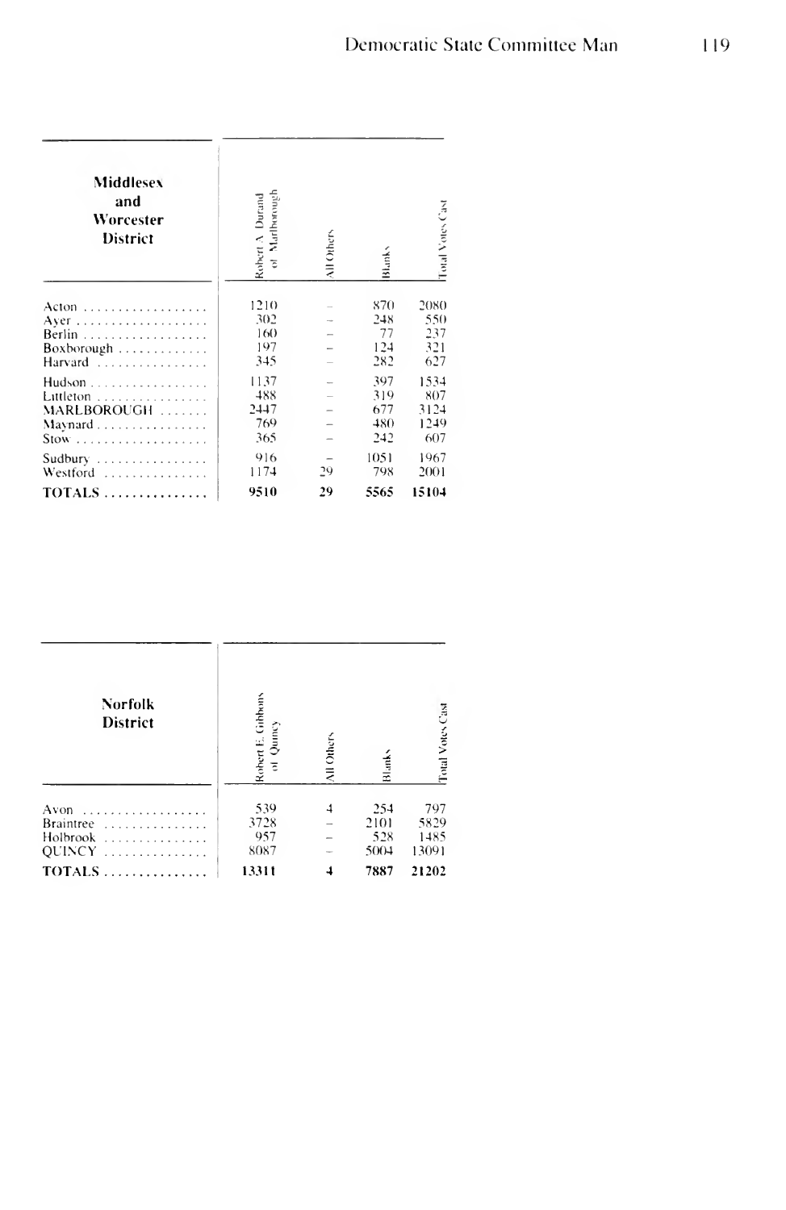| Middlesex and Worcester District | Robert A. Durand of Marlborough | All Others | Blanks | Total Votes Cast |
|---|---|---|---|---|
| Acton | 1210 | – | 870 | 2080 |
| Ayer | 302 | – | 248 | 550 |
| Berlin | 160 | – | 77 | 237 |
| Boxborough | 197 | – | 124 | 321 |
| Harvard | 345 | – | 282 | 627 |
| Hudson | 1137 | – | 397 | 1534 |
| Littleton | 488 | – | 319 | 807 |
| MARLBOROUGH | 2447 | – | 677 | 3124 |
| Maynard | 769 | – | 480 | 1249 |
| Stow | 365 | – | 242 | 607 |
| Sudbury | 916 | – | 1051 | 1967 |
| Westford | 1174 | 29 | 798 | 2001 |
| **TOTALS** | **9510** | **29** | **5565** | **15104** |

| Norfolk District | Robert E. Gibbons of Quincy | All Others | Blanks | Total Votes Cast |
|---|---|---|---|---|
| Avon | 539 | 4 | 254 | 797 |
| Braintree | 3728 | – | 2101 | 5829 |
| Holbrook | 957 | – | 528 | 1485 |
| QUINCY | 8087 | – | 5004 | 13091 |
| **TOTALS** | **13311** | **4** | **7887** | **21202** |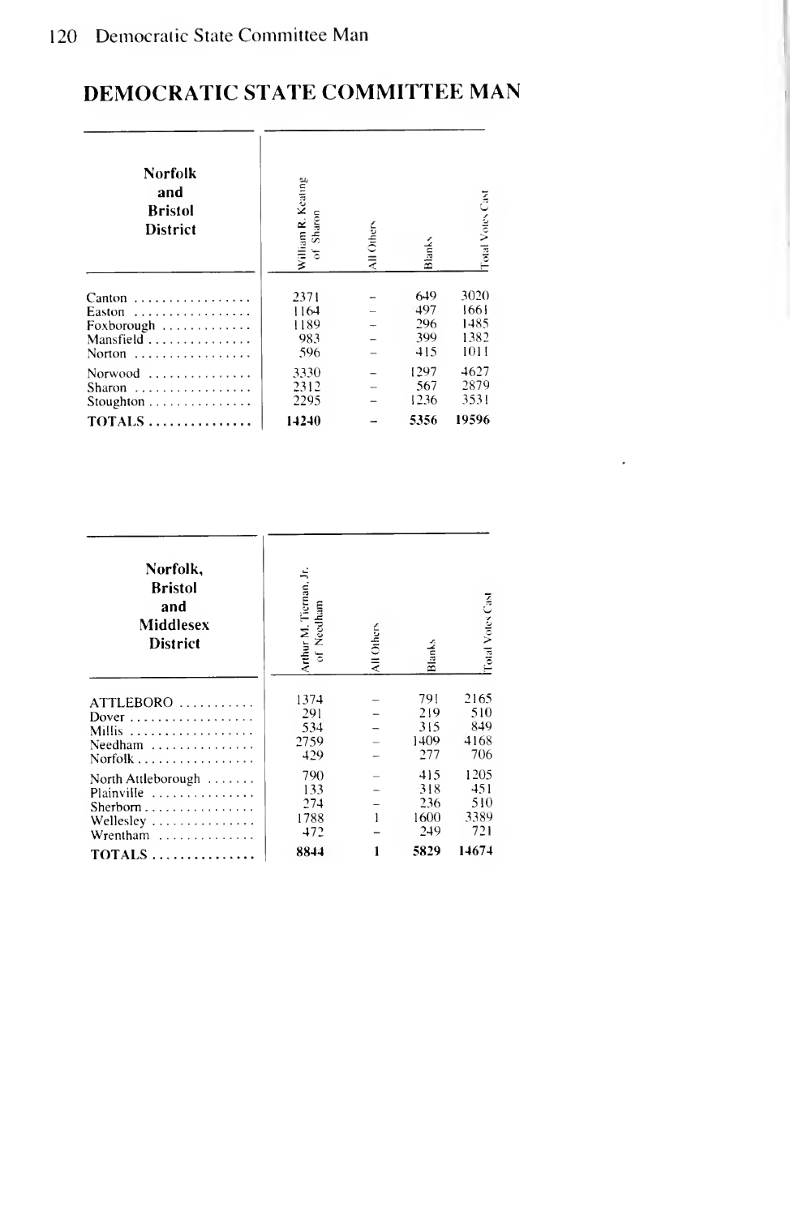# DEMOCRATIC STATE COMMITTEE MAN

| Norfolk and Bristol District | William R. Keating of Sharon | All Others | Blanks | Total Votes Cast |
|---|---|---|---|---|
| Canton | 2371 | – | 649 | 3020 |
| Easton | 1164 | – | 497 | 1661 |
| Foxborough | 1189 | – | 296 | 1485 |
| Mansfield | 983 | – | 399 | 1382 |
| Norton | 596 | – | 415 | 1011 |
| Norwood | 3330 | – | 1297 | 4627 |
| Sharon | 2312 | – | 567 | 2879 |
| Stoughton | 2295 | – | 1236 | 3531 |
| **TOTALS** | **14240** | **–** | **5356** | **19596** |

| Norfolk, Bristol and Middlesex District | Arthur M. Tiernan, Jr. of Needham | All Others | Blanks | Total Votes Cast |
|---|---|---|---|---|
| ATTLEBORO | 1374 | – | 791 | 2165 |
| Dover | 291 | – | 219 | 510 |
| Millis | 534 | – | 315 | 849 |
| Needham | 2759 | – | 1409 | 4168 |
| Norfolk | 429 | – | 277 | 706 |
| North Attleborough | 790 | – | 415 | 1205 |
| Plainville | 133 | – | 318 | 451 |
| Sherborn | 274 | – | 236 | 510 |
| Wellesley | 1788 | 1 | 1600 | 3389 |
| Wrentham | 472 | – | 249 | 721 |
| **TOTALS** | **8844** | **1** | **5829** | **14674** |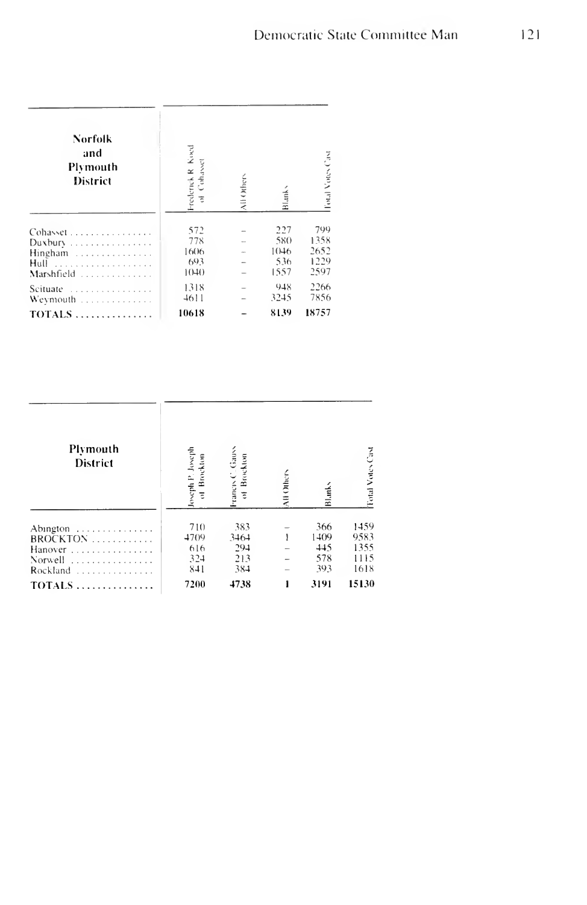| Norfolk and Plymouth District | Frederick R. Koed of Cohasset | All Others | Blanks | Total Votes Cast |
|---|---|---|---|---|
| Cohasset | 572 | – | 227 | 799 |
| Duxbury | 778 | – | 580 | 1358 |
| Hingham | 1606 | – | 1046 | 2652 |
| Hull | 693 | – | 536 | 1229 |
| Marshfield | 1040 | – | 1557 | 2597 |
| Scituate | 1318 | – | 948 | 2266 |
| Weymouth | 4611 | – | 3245 | 7856 |
| **TOTALS** | **10618** | **–** | **8139** | **18757** |

| Plymouth District | Joseph P. Joseph of Brockton | Francis C. Gauss of Brockton | All Others | Blanks | Total Votes Cast |
|---|---|---|---|---|---|
| Abington | 710 | 383 | – | 366 | 1459 |
| BROCKTON | 4709 | 3464 | 1 | 1409 | 9583 |
| Hanover | 616 | 294 | – | 445 | 1355 |
| Norwell | 324 | 213 | – | 578 | 1115 |
| Rockland | 841 | 384 | – | 393 | 1618 |
| **TOTALS** | **7200** | **4738** | **1** | **3191** | **15130** |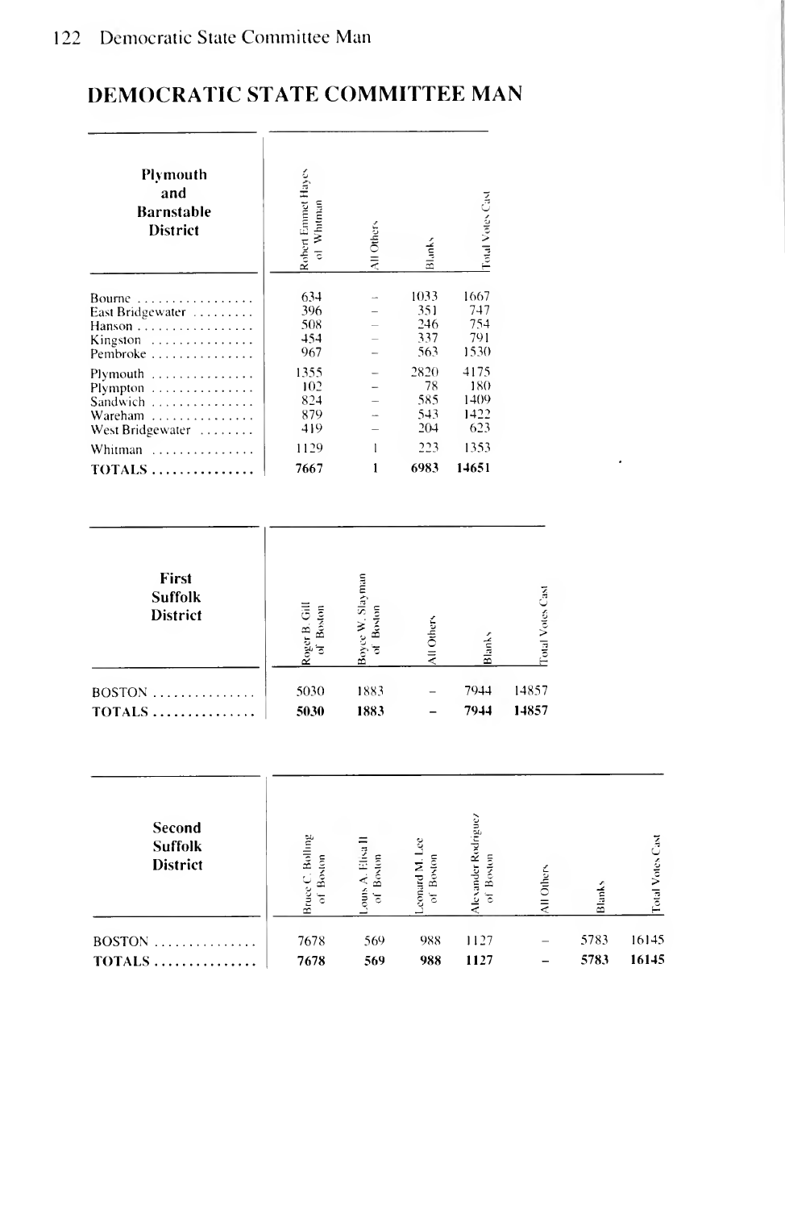# DEMOCRATIC STATE COMMITTEE MAN

| Plymouth and Barnstable District | Robert Emmet Hayes of Whitman | All Others | Blanks | Total Votes Cast |
|---|---|---|---|---|
| Bourne | 634 | – | 1033 | 1667 |
| East Bridgewater | 396 | – | 351 | 747 |
| Hanson | 508 | – | 246 | 754 |
| Kingston | 454 | – | 337 | 791 |
| Pembroke | 967 | – | 563 | 1530 |
| Plymouth | 1355 | – | 2820 | 4175 |
| Plympton | 102 | – | 78 | 180 |
| Sandwich | 824 | – | 585 | 1409 |
| Wareham | 879 | – | 543 | 1422 |
| West Bridgewater | 419 | – | 204 | 623 |
| Whitman | 1129 | 1 | 223 | 1353 |
| **TOTALS** | **7667** | **1** | **6983** | **14651** |

| First Suffolk District | Roger B. Gill of Boston | Boyce W. Slayman of Boston | All Others | Blanks | Total Votes Cast |
|---|---|---|---|---|---|
| BOSTON | 5030 | 1883 | – | 7944 | 14857 |
| **TOTALS** | **5030** | **1883** | **–** | **7944** | **14857** |

| Second Suffolk District | Bruce C. Bolling of Boston | Louis A. Elisa II of Boston | Leonard M. Lee of Boston | Alexander Rodriguez of Boston | All Others | Blanks | Total Votes Cast |
|---|---|---|---|---|---|---|---|
| BOSTON | 7678 | 569 | 988 | 1127 | – | 5783 | 16145 |
| **TOTALS** | **7678** | **569** | **988** | **1127** | **–** | **5783** | **16145** |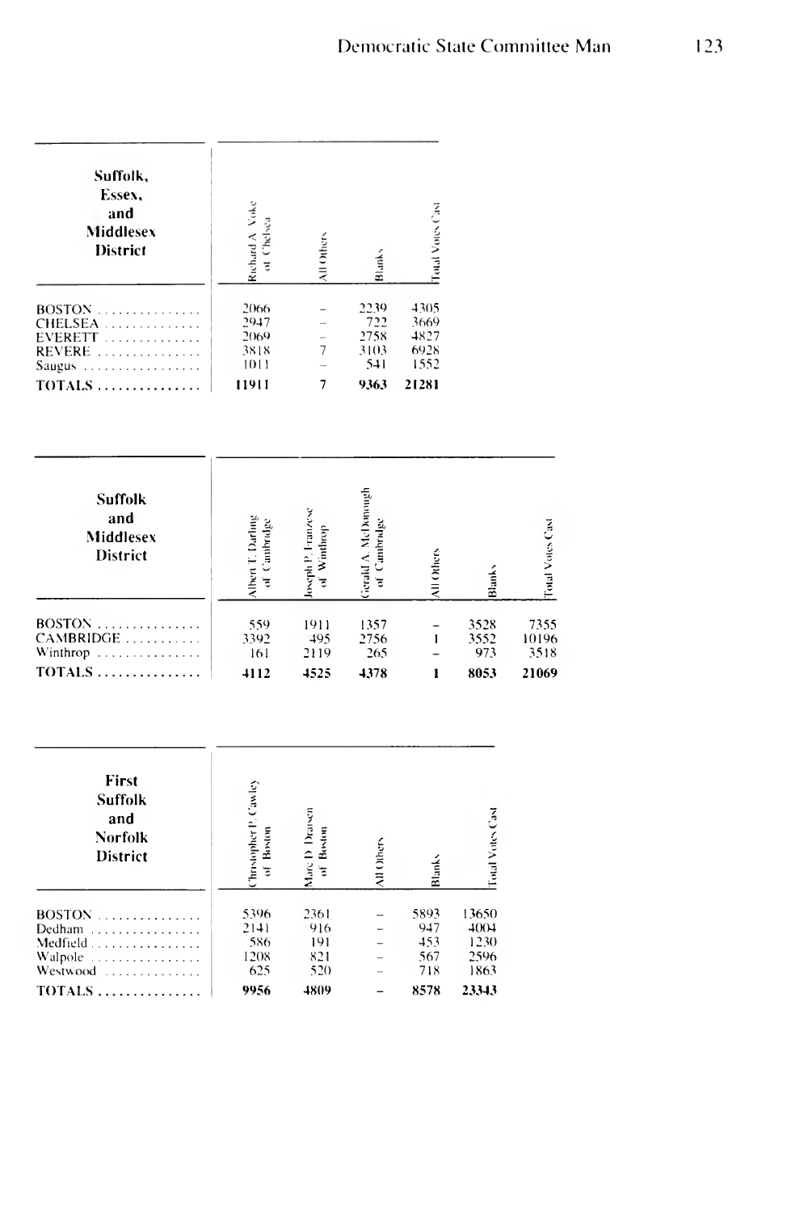| Suffolk, Essex, and Middlesex District | Richard A. Voke of Chelsea | All Others | Blanks | Total Votes Cast |
|---|---|---|---|---|
| BOSTON | 2066 | – | 2239 | 4305 |
| CHELSEA | 2947 | – | 722 | 3669 |
| EVERETT | 2069 | – | 2758 | 4827 |
| REVERE | 3818 | 7 | 3103 | 6928 |
| Saugus | 1011 | – | 541 | 1552 |
| **TOTALS** | **11911** | **7** | **9363** | **21281** |

| Suffolk and Middlesex District | Albert T. Darling of Cambridge | Joseph P. Franzese of Winthrop | Gerald A. McDonough of Cambridge | All Others | Blanks | Total Votes Cast |
|---|---|---|---|---|---|---|
| BOSTON | 559 | 1911 | 1357 | – | 3528 | 7355 |
| CAMBRIDGE | 3392 | 495 | 2756 | 1 | 3552 | 10196 |
| Winthrop | 161 | 2119 | 265 | – | 973 | 3518 |
| **TOTALS** | **4112** | **4525** | **4378** | **1** | **8053** | **21069** |

| First Suffolk and Norfolk District | Christopher P. Cawley of Boston | Marc D. Draisen of Boston | All Others | Blanks | Total Votes Cast |
|---|---|---|---|---|---|
| BOSTON | 5396 | 2361 | – | 5893 | 13650 |
| Dedham | 2141 | 916 | – | 947 | 4004 |
| Medfield | 586 | 191 | – | 453 | 1230 |
| Walpole | 1208 | 821 | – | 567 | 2596 |
| Westwood | 625 | 520 | – | 718 | 1863 |
| **TOTALS** | **9956** | **4809** | **–** | **8578** | **23343** |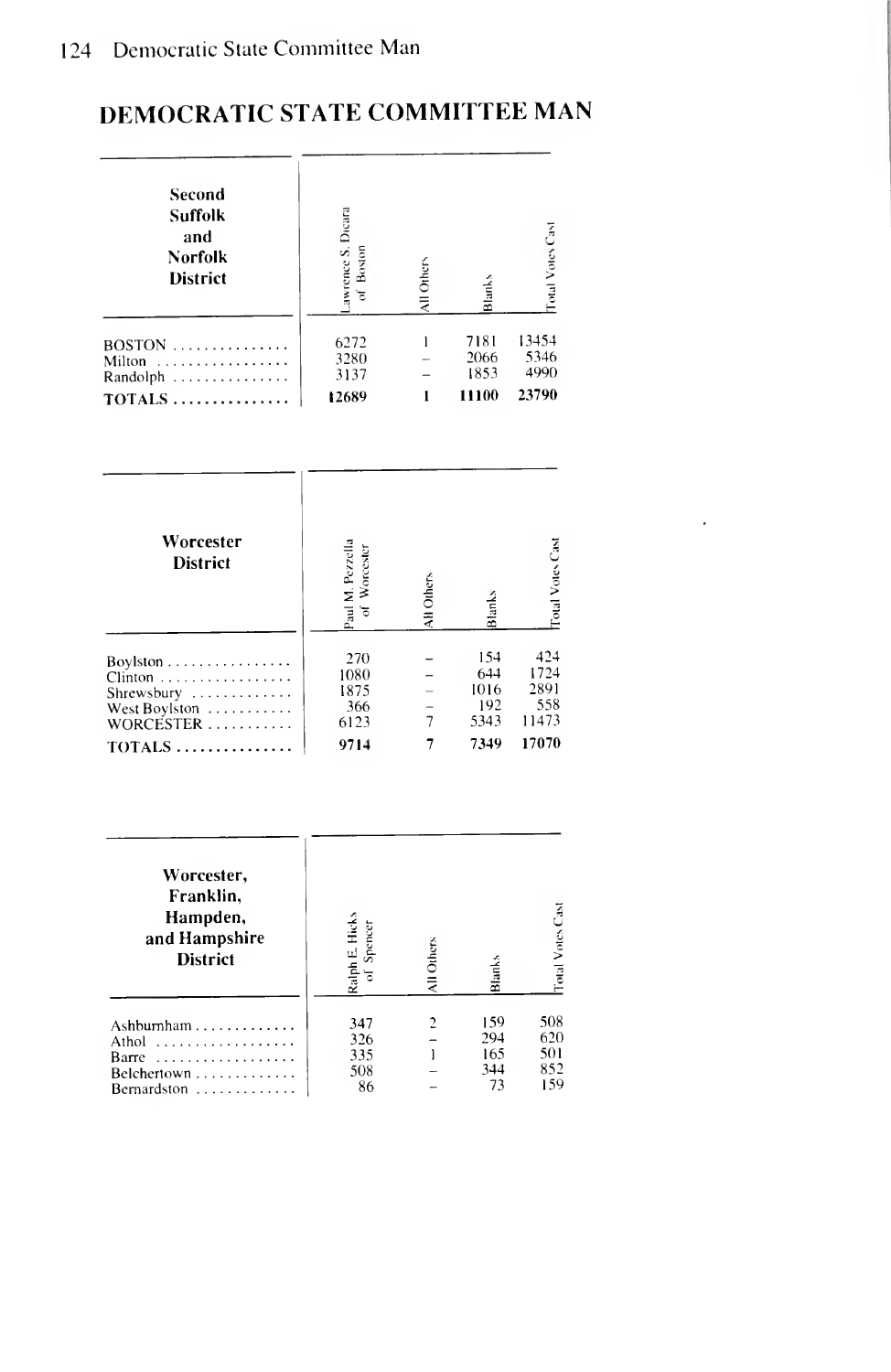## DEMOCRATIC STATE COMMITTEE MAN

| Second Suffolk and Norfolk District | Lawrence S. Dicara of Boston | All Others | Blanks | Total Votes Cast |
|---|---|---|---|---|
| BOSTON | 6272 | 1 | 7181 | 13454 |
| Milton | 3280 | – | 2066 | 5346 |
| Randolph | 3137 | – | 1853 | 4990 |
| **TOTALS** | **12689** | **1** | **11100** | **23790** |

| Worcester District | Paul M. Pezzella of Worcester | All Others | Blanks | Total Votes Cast |
|---|---|---|---|---|
| Boylston | 270 | – | 154 | 424 |
| Clinton | 1080 | – | 644 | 1724 |
| Shrewsbury | 1875 | – | 1016 | 2891 |
| West Boylston | 366 | – | 192 | 558 |
| WORCESTER | 6123 | 7 | 5343 | 11473 |
| **TOTALS** | **9714** | **7** | **7349** | **17070** |

| Worcester, Franklin, Hampden, and Hampshire District | Ralph E. Hicks of Spencer | All Others | Blanks | Total Votes Cast |
|---|---|---|---|---|
| Ashburnham | 347 | 2 | 159 | 508 |
| Athol | 326 | – | 294 | 620 |
| Barre | 335 | 1 | 165 | 501 |
| Belchertown | 508 | – | 344 | 852 |
| Bernardston | 86 | – | 73 | 159 |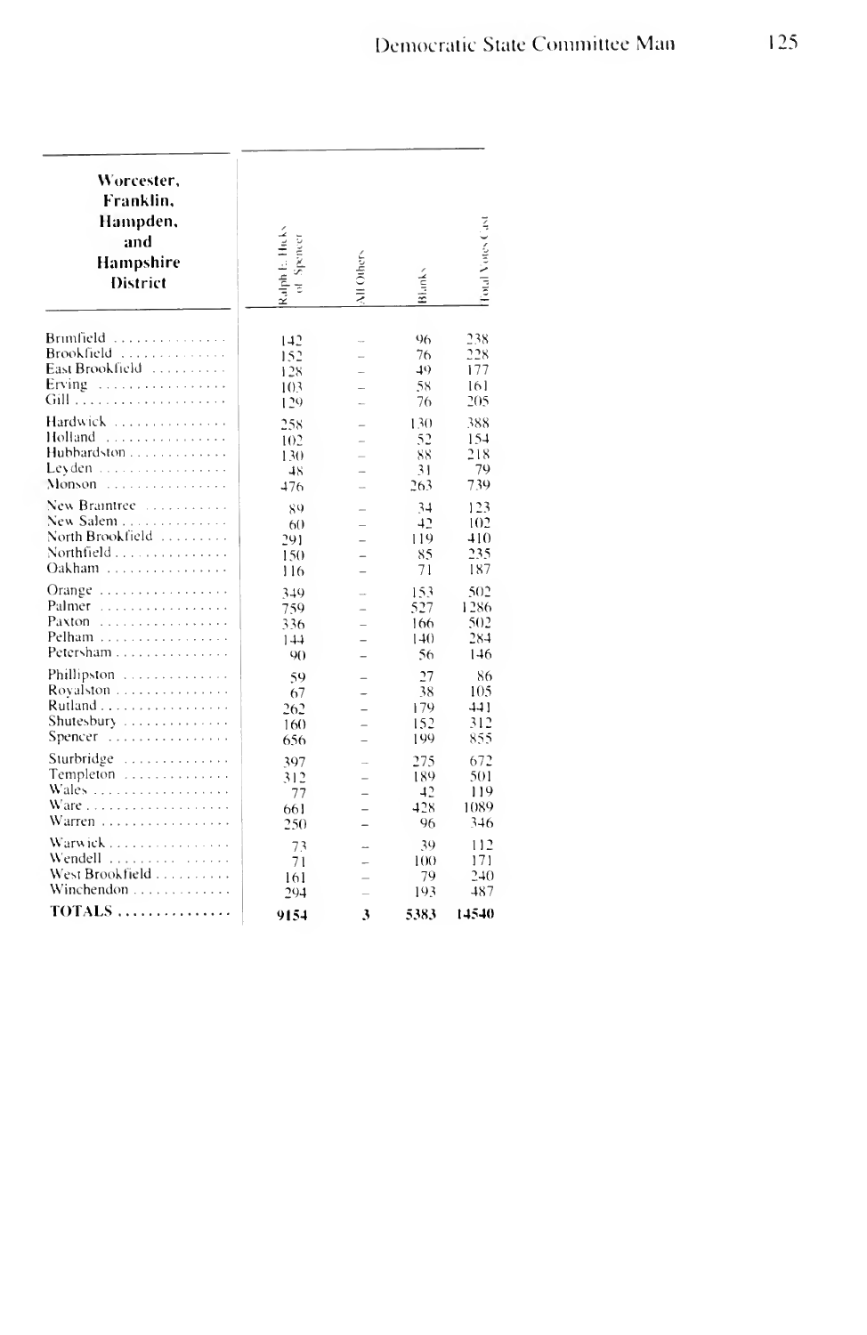| Worcester, Franklin, Hampden, and Hampshire District | Ralph E. Hicks of Spencer | All Others | Blanks | Total Votes Cast |
|---|---|---|---|---|
| Brimfield | 142 | – | 96 | 238 |
| Brookfield | 152 | – | 76 | 228 |
| East Brookfield | 128 | – | 49 | 177 |
| Erving | 103 | – | 58 | 161 |
| Gill | 129 | – | 76 | 205 |
| Hardwick | 258 | – | 130 | 388 |
| Holland | 102 | – | 52 | 154 |
| Hubbardston | 130 | – | 88 | 218 |
| Leyden | 48 | – | 31 | 79 |
| Monson | 476 | – | 263 | 739 |
| New Braintree | 89 | – | 34 | 123 |
| New Salem | 60 | – | 42 | 102 |
| North Brookfield | 291 | – | 119 | 410 |
| Northfield | 150 | – | 85 | 235 |
| Oakham | 116 | – | 71 | 187 |
| Orange | 349 | – | 153 | 502 |
| Palmer | 759 | – | 527 | 1286 |
| Paxton | 336 | – | 166 | 502 |
| Pelham | 144 | – | 140 | 284 |
| Petersham | 90 | – | 56 | 146 |
| Phillipston | 59 | – | 27 | 86 |
| Royalston | 67 | – | 38 | 105 |
| Rutland | 262 | – | 179 | 441 |
| Shutesbury | 160 | – | 152 | 312 |
| Spencer | 656 | – | 199 | 855 |
| Sturbridge | 397 | – | 275 | 672 |
| Templeton | 312 | – | 189 | 501 |
| Wales | 77 | – | 42 | 119 |
| Ware | 661 | – | 428 | 1089 |
| Warren | 250 | – | 96 | 346 |
| Warwick | 73 | – | 39 | 112 |
| Wendell | 71 | – | 100 | 171 |
| West Brookfield | 161 | – | 79 | 240 |
| Winchendon | 294 | – | 193 | 487 |
| **TOTALS** | **9154** | **3** | **5383** | **14540** |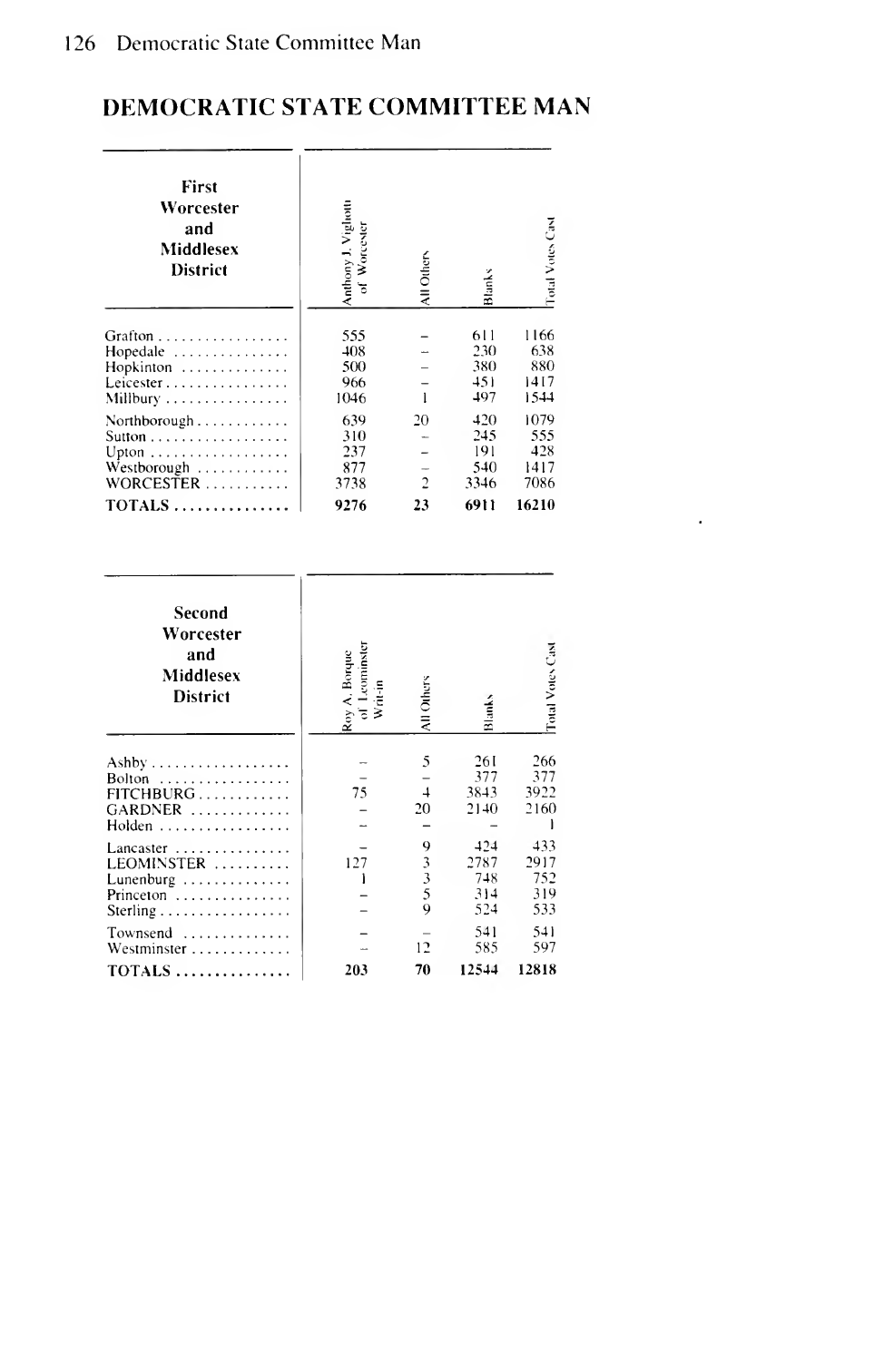# DEMOCRATIC STATE COMMITTEE MAN

| First Worcester and Middlesex District | Anthony J. Vigliotti of Worcester | All Others | Blanks | Total Votes Cast |
|---|---|---|---|---|
| Grafton | 555 | – | 611 | 1166 |
| Hopedale | 408 | – | 230 | 638 |
| Hopkinton | 500 | – | 380 | 880 |
| Leicester | 966 | – | 451 | 1417 |
| Millbury | 1046 | 1 | 497 | 1544 |
| Northborough | 639 | 20 | 420 | 1079 |
| Sutton | 310 | – | 245 | 555 |
| Upton | 237 | – | 191 | 428 |
| Westborough | 877 | – | 540 | 1417 |
| WORCESTER | 3738 | 2 | 3346 | 7086 |
| **TOTALS** | **9276** | **23** | **6911** | **16210** |

| Second Worcester and Middlesex District | Roy A. Borque of Leominster Writ-in | All Others | Blanks | Total Votes Cast |
|---|---|---|---|---|
| Ashby | – | 5 | 261 | 266 |
| Bolton | – | – | 377 | 377 |
| FITCHBURG | 75 | 4 | 3843 | 3922 |
| GARDNER | – | 20 | 2140 | 2160 |
| Holden | – | – | – | 1 |
| Lancaster | – | 9 | 424 | 433 |
| LEOMINSTER | 127 | 3 | 2787 | 2917 |
| Lunenburg | 1 | 3 | 748 | 752 |
| Princeton | – | 5 | 314 | 319 |
| Sterling | – | 9 | 524 | 533 |
| Townsend | – | – | 541 | 541 |
| Westminster | – | 12 | 585 | 597 |
| **TOTALS** | **203** | **70** | **12544** | **12818** |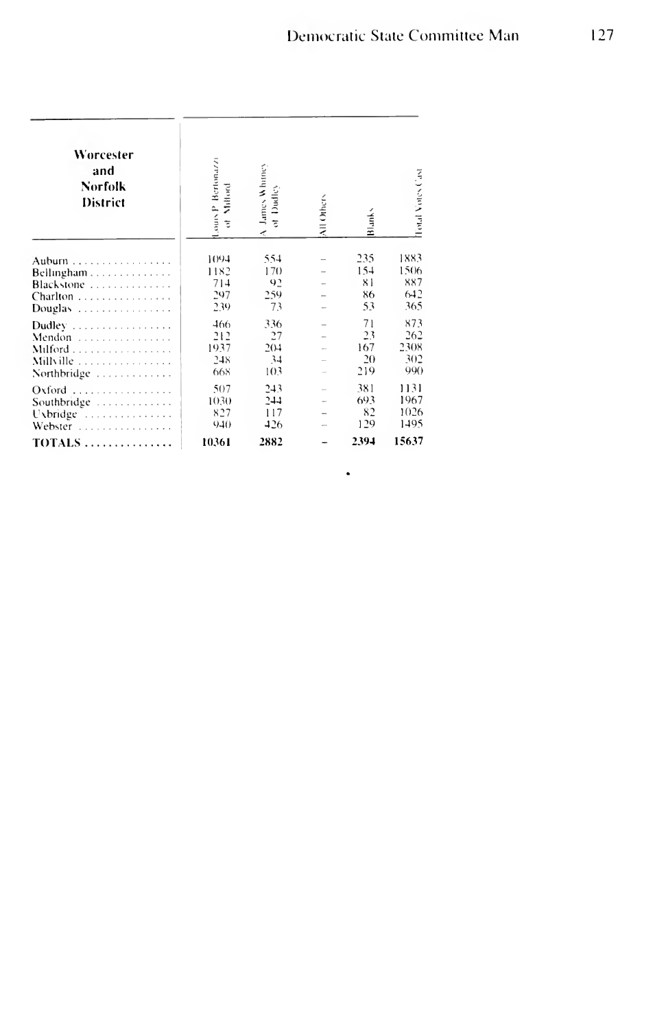| Worcester and Norfolk District | Louis P. Bertonazzi of Milford | A. James Whitney of Dudley | All Others | Blanks | Total Votes Cast |
|---|---|---|---|---|---|
| Auburn | 1094 | 554 | – | 235 | 1883 |
| Bellingham | 1182 | 170 | – | 154 | 1506 |
| Blackstone | 714 | 92 | – | 81 | 887 |
| Charlton | 297 | 259 | – | 86 | 642 |
| Douglas | 239 | 73 | – | 53 | 365 |
| Dudley | 466 | 336 | – | 71 | 873 |
| Mendon | 212 | 27 | – | 23 | 262 |
| Milford | 1937 | 204 | – | 167 | 2308 |
| Millville | 248 | 34 | – | 20 | 302 |
| Northbridge | 668 | 103 | – | 219 | 990 |
| Oxford | 507 | 243 | – | 381 | 1131 |
| Southbridge | 1030 | 244 | – | 693 | 1967 |
| Uxbridge | 827 | 117 | – | 82 | 1026 |
| Webster | 940 | 426 | – | 129 | 1495 |
| **TOTALS** | **10361** | **2882** | **–** | **2394** | **15637** |